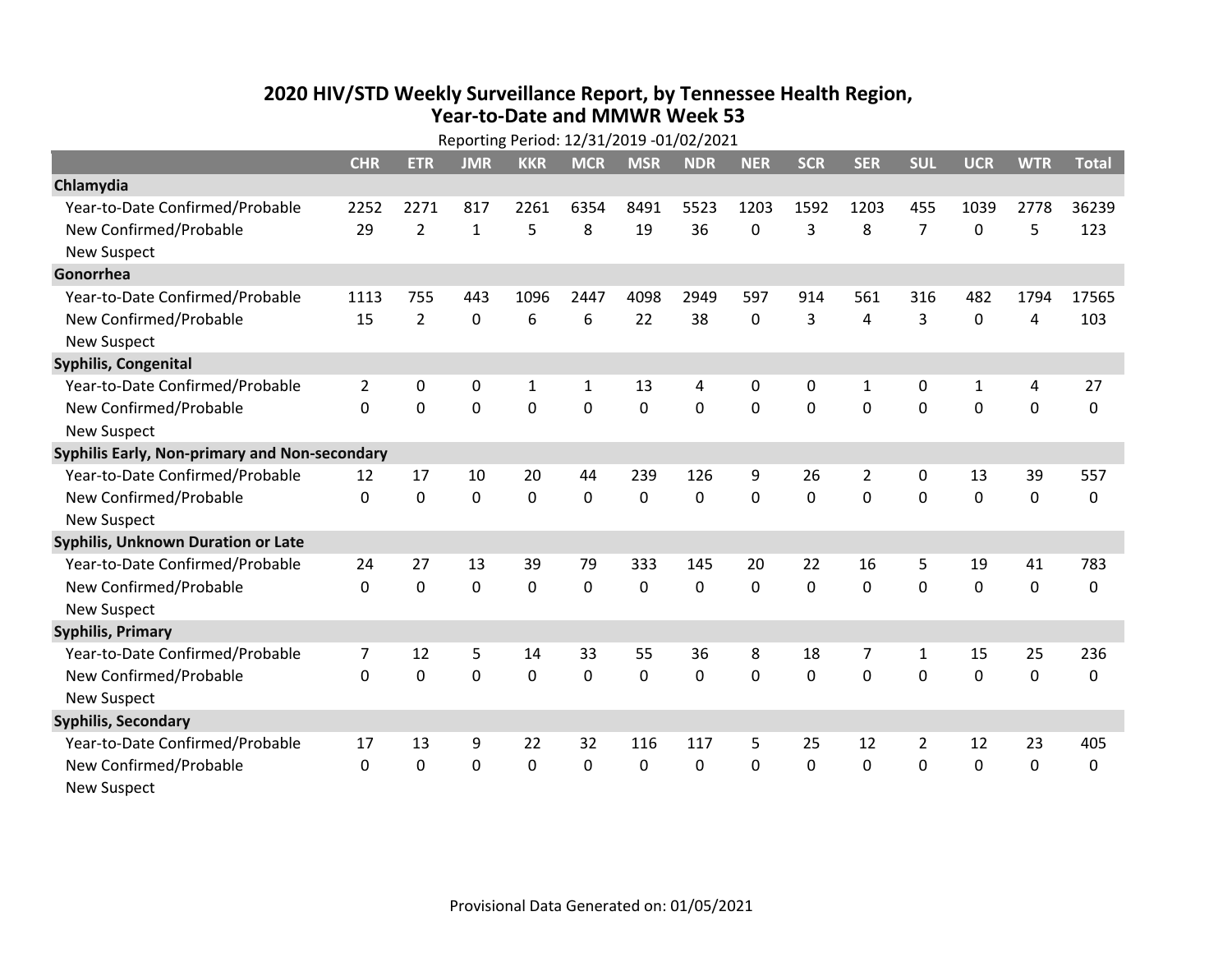# 2020 HIV/STD Weekly Surveillance Report, by Tennessee Health Region, Year-to-Date and MMWR Week 53

Reporting Period: 12/31/2019 -01/02/2021

| | CHR | ETR | JMR | KKR | MCR | MSR | NDR | NER | SCR | SER | SUL | UCR | WTR | Total |
|---|---|---|---|---|---|---|---|---|---|---|---|---|---|---|
| **Chlamydia** | | | | | | | | | | | | | | |
| Year-to-Date Confirmed/Probable | 2252 | 2271 | 817 | 2261 | 6354 | 8491 | 5523 | 1203 | 1592 | 1203 | 455 | 1039 | 2778 | 36239 |
| New Confirmed/Probable | 29 | 2 | 1 | 5 | 8 | 19 | 36 | 0 | 3 | 8 | 7 | 0 | 5 | 123 |
| New Suspect | | | | | | | | | | | | | | |
| **Gonorrhea** | | | | | | | | | | | | | | |
| Year-to-Date Confirmed/Probable | 1113 | 755 | 443 | 1096 | 2447 | 4098 | 2949 | 597 | 914 | 561 | 316 | 482 | 1794 | 17565 |
| New Confirmed/Probable | 15 | 2 | 0 | 6 | 6 | 22 | 38 | 0 | 3 | 4 | 3 | 0 | 4 | 103 |
| New Suspect | | | | | | | | | | | | | | |
| **Syphilis, Congenital** | | | | | | | | | | | | | | |
| Year-to-Date Confirmed/Probable | 2 | 0 | 0 | 1 | 1 | 13 | 4 | 0 | 0 | 1 | 0 | 1 | 4 | 27 |
| New Confirmed/Probable | 0 | 0 | 0 | 0 | 0 | 0 | 0 | 0 | 0 | 0 | 0 | 0 | 0 | 0 |
| New Suspect | | | | | | | | | | | | | | |
| **Syphilis Early, Non-primary and Non-secondary** | | | | | | | | | | | | | | |
| Year-to-Date Confirmed/Probable | 12 | 17 | 10 | 20 | 44 | 239 | 126 | 9 | 26 | 2 | 0 | 13 | 39 | 557 |
| New Confirmed/Probable | 0 | 0 | 0 | 0 | 0 | 0 | 0 | 0 | 0 | 0 | 0 | 0 | 0 | 0 |
| New Suspect | | | | | | | | | | | | | | |
| **Syphilis, Unknown Duration or Late** | | | | | | | | | | | | | | |
| Year-to-Date Confirmed/Probable | 24 | 27 | 13 | 39 | 79 | 333 | 145 | 20 | 22 | 16 | 5 | 19 | 41 | 783 |
| New Confirmed/Probable | 0 | 0 | 0 | 0 | 0 | 0 | 0 | 0 | 0 | 0 | 0 | 0 | 0 | 0 |
| New Suspect | | | | | | | | | | | | | | |
| **Syphilis, Primary** | | | | | | | | | | | | | | |
| Year-to-Date Confirmed/Probable | 7 | 12 | 5 | 14 | 33 | 55 | 36 | 8 | 18 | 7 | 1 | 15 | 25 | 236 |
| New Confirmed/Probable | 0 | 0 | 0 | 0 | 0 | 0 | 0 | 0 | 0 | 0 | 0 | 0 | 0 | 0 |
| New Suspect | | | | | | | | | | | | | | |
| **Syphilis, Secondary** | | | | | | | | | | | | | | |
| Year-to-Date Confirmed/Probable | 17 | 13 | 9 | 22 | 32 | 116 | 117 | 5 | 25 | 12 | 2 | 12 | 23 | 405 |
| New Confirmed/Probable | 0 | 0 | 0 | 0 | 0 | 0 | 0 | 0 | 0 | 0 | 0 | 0 | 0 | 0 |
| New Suspect | | | | | | | | | | | | | | |

Provisional Data Generated on: 01/05/2021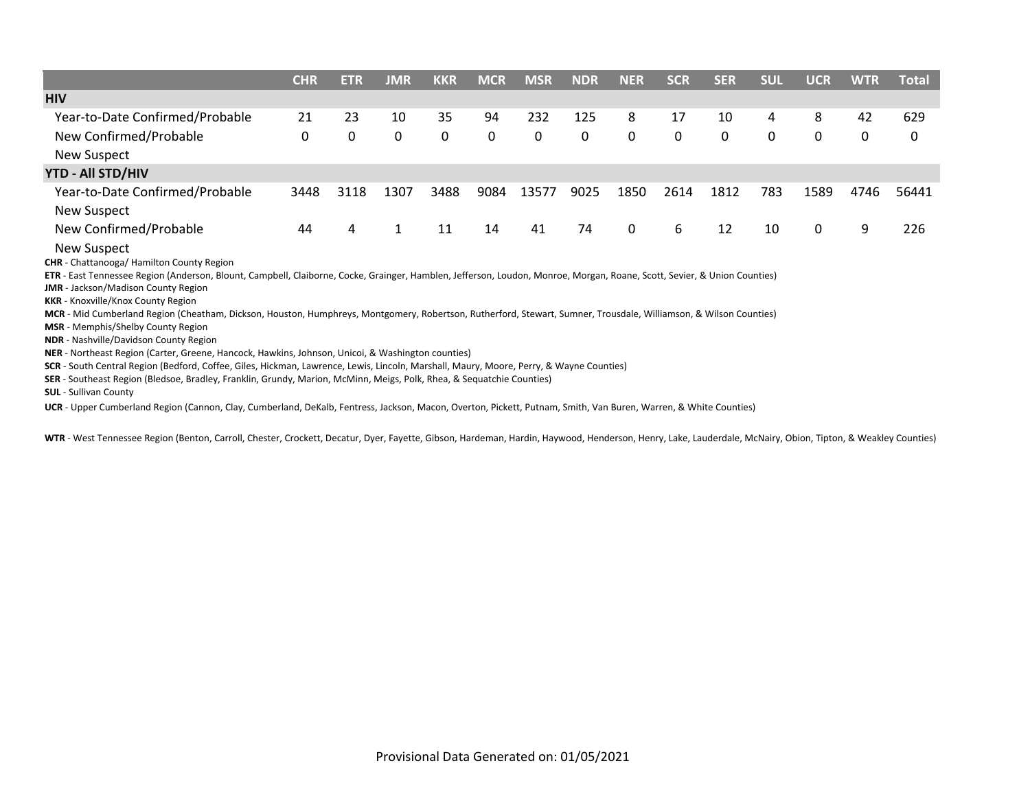| | CHR | ETR | JMR | KKR | MCR | MSR | NDR | NER | SCR | SER | SUL | UCR | WTR | Total |
|---|---|---|---|---|---|---|---|---|---|---|---|---|---|---|
| **HIV** | | | | | | | | | | | | | | |
| Year-to-Date Confirmed/Probable | 21 | 23 | 10 | 35 | 94 | 232 | 125 | 8 | 17 | 10 | 4 | 8 | 42 | 629 |
| New Confirmed/Probable | 0 | 0 | 0 | 0 | 0 | 0 | 0 | 0 | 0 | 0 | 0 | 0 | 0 | 0 |
| New Suspect | | | | | | | | | | | | | | |
| **YTD - All STD/HIV** | | | | | | | | | | | | | | |
| Year-to-Date Confirmed/Probable | 3448 | 3118 | 1307 | 3488 | 9084 | 13577 | 9025 | 1850 | 2614 | 1812 | 783 | 1589 | 4746 | 56441 |
| New Suspect | | | | | | | | | | | | | | |
| New Confirmed/Probable | 44 | 4 | 1 | 11 | 14 | 41 | 74 | 0 | 6 | 12 | 10 | 0 | 9 | 226 |
| New Suspect | | | | | | | | | | | | | | |

**CHR** - Chattanooga/ Hamilton County Region

**ETR** - East Tennessee Region (Anderson, Blount, Campbell, Claiborne, Cocke, Grainger, Hamblen, Jefferson, Loudon, Monroe, Morgan, Roane, Scott, Sevier, & Union Counties)

**JMR** - Jackson/Madison County Region

**KKR** - Knoxville/Knox County Region

**MCR** - Mid Cumberland Region (Cheatham, Dickson, Houston, Humphreys, Montgomery, Robertson, Rutherford, Stewart, Sumner, Trousdale, Williamson, & Wilson Counties)

**MSR** - Memphis/Shelby County Region

**NDR** - Nashville/Davidson County Region

**NER** - Northeast Region (Carter, Greene, Hancock, Hawkins, Johnson, Unicoi, & Washington counties)

**SCR** - South Central Region (Bedford, Coffee, Giles, Hickman, Lawrence, Lewis, Lincoln, Marshall, Maury, Moore, Perry, & Wayne Counties)

**SER** - Southeast Region (Bledsoe, Bradley, Franklin, Grundy, Marion, McMinn, Meigs, Polk, Rhea, & Sequatchie Counties)

**SUL** - Sullivan County

**UCR** - Upper Cumberland Region (Cannon, Clay, Cumberland, DeKalb, Fentress, Jackson, Macon, Overton, Pickett, Putnam, Smith, Van Buren, Warren, & White Counties)

**WTR** - West Tennessee Region (Benton, Carroll, Chester, Crockett, Decatur, Dyer, Fayette, Gibson, Hardeman, Hardin, Haywood, Henderson, Henry, Lake, Lauderdale, McNairy, Obion, Tipton, & Weakley Counties)

Provisional Data Generated on: 01/05/2021